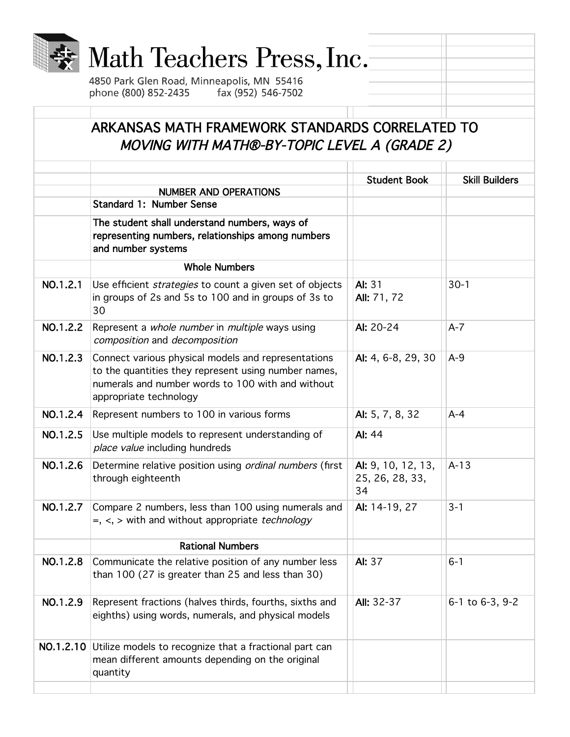# Math Teachers Press, Inc.

4850 Park Glen Road, Minneapolis, MN 55416
phone (800) 852-2435 fax (952) 546-7502

## ARKANSAS MATH FRAMEWORK STANDARDS CORRELATED TO *MOVING WITH MATH®-BY-TOPIC LEVEL A (GRADE 2)*

| | | Student Book | Skill Builders |
|---|---|---|---|
| | **NUMBER AND OPERATIONS** | | |
| | **Standard 1: Number Sense** | | |
| | **The student shall understand numbers, ways of representing numbers, relationships among numbers and number systems** | | |
| | **Whole Numbers** | | |
| **NO.1.2.1** | Use efficient *strategies* to count a given set of objects in groups of 2s and 5s to 100 and in groups of 3s to 30 | **AI:** 31<br>**AII:** 71, 72 | 30-1 |
| **NO.1.2.2** | Represent a *whole number* in *multiple* ways using *composition* and *decomposition* | **AI:** 20-24 | A-7 |
| **NO.1.2.3** | Connect various physical models and representations to the quantities they represent using number names, numerals and number words to 100 with and without appropriate technology | **AI:** 4, 6-8, 29, 30 | A-9 |
| **NO.1.2.4** | Represent numbers to 100 in various forms | **AI:** 5, 7, 8, 32 | A-4 |
| **NO.1.2.5** | Use multiple models to represent understanding of *place value* including hundreds | **AI:** 44 | |
| **NO.1.2.6** | Determine relative position using *ordinal numbers* (first through eighteenth | **AI:** 9, 10, 12, 13, 25, 26, 28, 33, 34 | A-13 |
| **NO.1.2.7** | Compare 2 numbers, less than 100 using numerals and =, <, > with and without appropriate *technology* | **AI:** 14-19, 27 | 3-1 |
| | **Rational Numbers** | | |
| **NO.1.2.8** | Communicate the relative position of any number less than 100 (27 is greater than 25 and less than 30) | **AI:** 37 | 6-1 |
| **NO.1.2.9** | Represent fractions (halves thirds, fourths, sixths and eighths) using words, numerals, and physical models | **AII:** 32-37 | 6-1 to 6-3, 9-2 |
| **NO.1.2.10** | Utilize models to recognize that a fractional part can mean different amounts depending on the original quantity | | |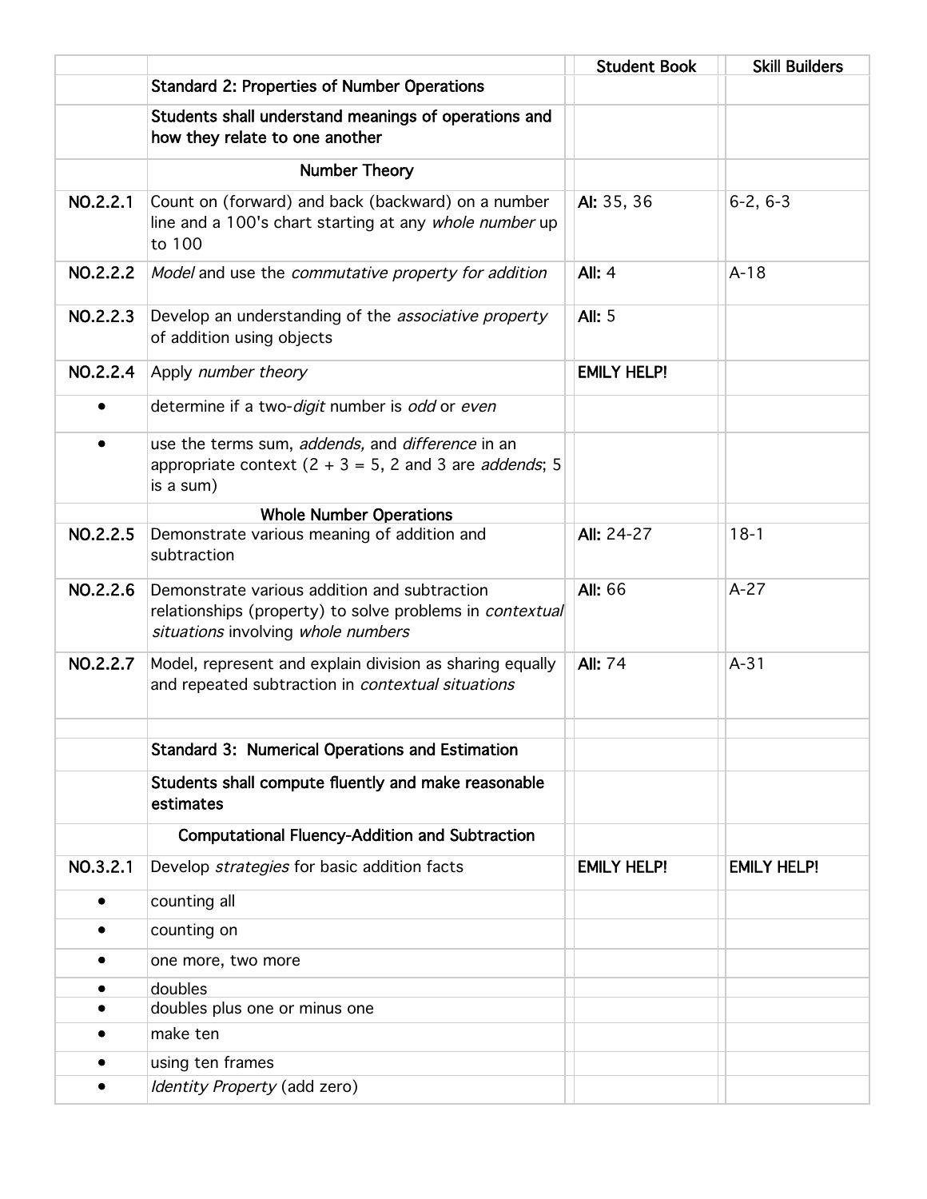| | | Student Book | Skill Builders |
|---|---|---|---|
| | **Standard 2: Properties of Number Operations** | | |
| | **Students shall understand meanings of operations and how they relate to one another** | | |
| | **Number Theory** | | |
| **NO.2.2.1** | Count on (forward) and back (backward) on a number line and a 100's chart starting at any *whole number* up to 100 | **AI:** 35, 36 | 6-2, 6-3 |
| **NO.2.2.2** | *Model* and use the *commutative property for addition* | **All:** 4 | A-18 |
| **NO.2.2.3** | Develop an understanding of the *associative property* of addition using objects | **All:** 5 | |
| **NO.2.2.4** | Apply *number theory* | **EMILY HELP!** | |
| • | determine if a two-*digit* number is *odd* or *even* | | |
| • | use the terms sum, *addends,* and *difference* in an appropriate context (2 + 3 = 5, 2 and 3 are *addends*; 5 is a sum) | | |
| | **Whole Number Operations** | | |
| **NO.2.2.5** | Demonstrate various meaning of addition and subtraction | **All:** 24-27 | 18-1 |
| **NO.2.2.6** | Demonstrate various addition and subtraction relationships (property) to solve problems in *contextual situations* involving *whole numbers* | **All:** 66 | A-27 |
| **NO.2.2.7** | Model, represent and explain division as sharing equally and repeated subtraction in *contextual situations* | **All:** 74 | A-31 |
| | | | |
| | **Standard 3: Numerical Operations and Estimation** | | |
| | **Students shall compute fluently and make reasonable estimates** | | |
| | **Computational Fluency-Addition and Subtraction** | | |
| **NO.3.2.1** | Develop *strategies* for basic addition facts | **EMILY HELP!** | **EMILY HELP!** |
| • | counting all | | |
| • | counting on | | |
| • | one more, two more | | |
| • | doubles | | |
| • | doubles plus one or minus one | | |
| • | make ten | | |
| • | using ten frames | | |
| • | *Identity Property* (add zero) | | |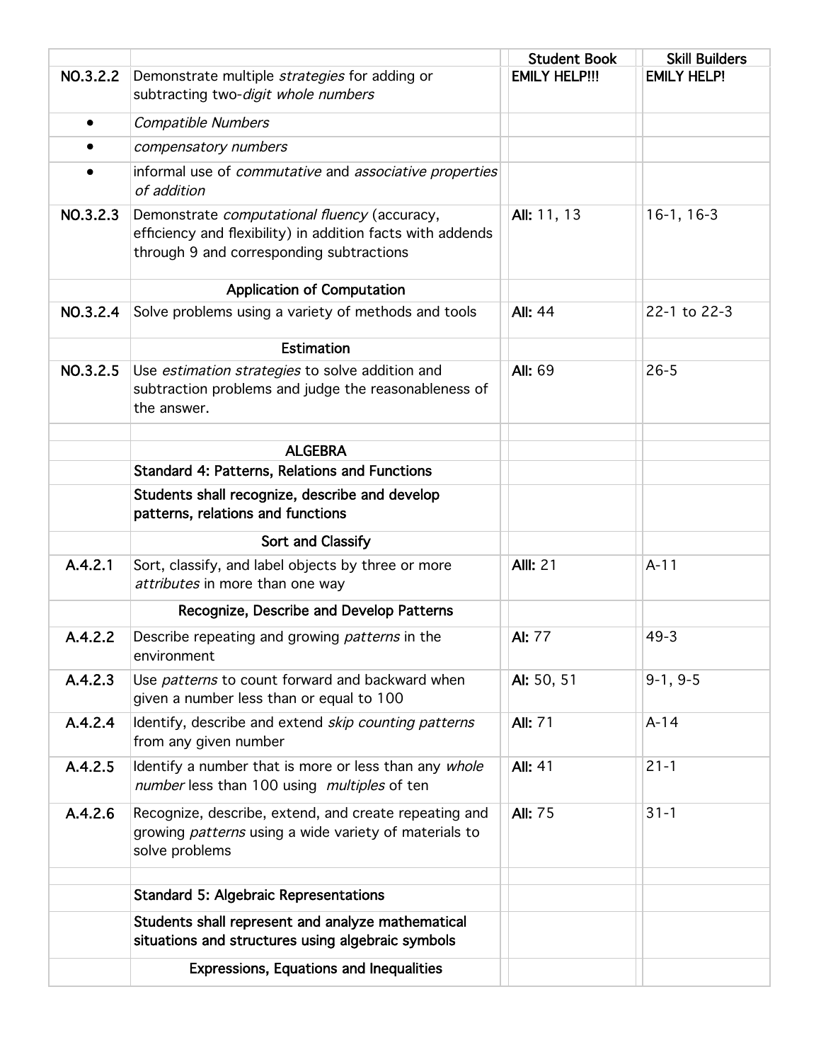| | | Student Book | Skill Builders |
|---|---|---|---|
| **NO.3.2.2** | Demonstrate multiple *strategies* for adding or subtracting two-*digit whole numbers* | **EMILY HELP!!!** | **EMILY HELP!** |
| • | *Compatible Numbers* | | |
| • | *compensatory numbers* | | |
| • | informal use of *commutative* and *associative properties of addition* | | |
| **NO.3.2.3** | Demonstrate *computational fluency* (accuracy, efficiency and flexibility) in addition facts with addends through 9 and corresponding subtractions | **AII:** 11, 13 | 16-1, 16-3 |
| | **Application of Computation** | | |
| **NO.3.2.4** | Solve problems using a variety of methods and tools | **AII:** 44 | 22-1 to 22-3 |
| | **Estimation** | | |
| **NO.3.2.5** | Use *estimation strategies* to solve addition and subtraction problems and judge the reasonableness of the answer. | **AII:** 69 | 26-5 |
| | | | |
| | **ALGEBRA** | | |
| | **Standard 4: Patterns, Relations and Functions** | | |
| | **Students shall recognize, describe and develop patterns, relations and functions** | | |
| | **Sort and Classify** | | |
| **A.4.2.1** | Sort, classify, and label objects by three or more *attributes* in more than one way | **AIII:** 21 | A-11 |
| | **Recognize, Describe and Develop Patterns** | | |
| **A.4.2.2** | Describe repeating and growing *patterns* in the environment | **AI:** 77 | 49-3 |
| **A.4.2.3** | Use *patterns* to count forward and backward when given a number less than or equal to 100 | **AI:** 50, 51 | 9-1, 9-5 |
| **A.4.2.4** | Identify, describe and extend *skip counting patterns* from any given number | **AII:** 71 | A-14 |
| **A.4.2.5** | Identify a number that is more or less than any *whole number* less than 100 using *multiples* of ten | **AII:** 41 | 21-1 |
| **A.4.2.6** | Recognize, describe, extend, and create repeating and growing *patterns* using a wide variety of materials to solve problems | **AII:** 75 | 31-1 |
| | | | |
| | **Standard 5: Algebraic Representations** | | |
| | **Students shall represent and analyze mathematical situations and structures using algebraic symbols** | | |
| | **Expressions, Equations and Inequalities** | | |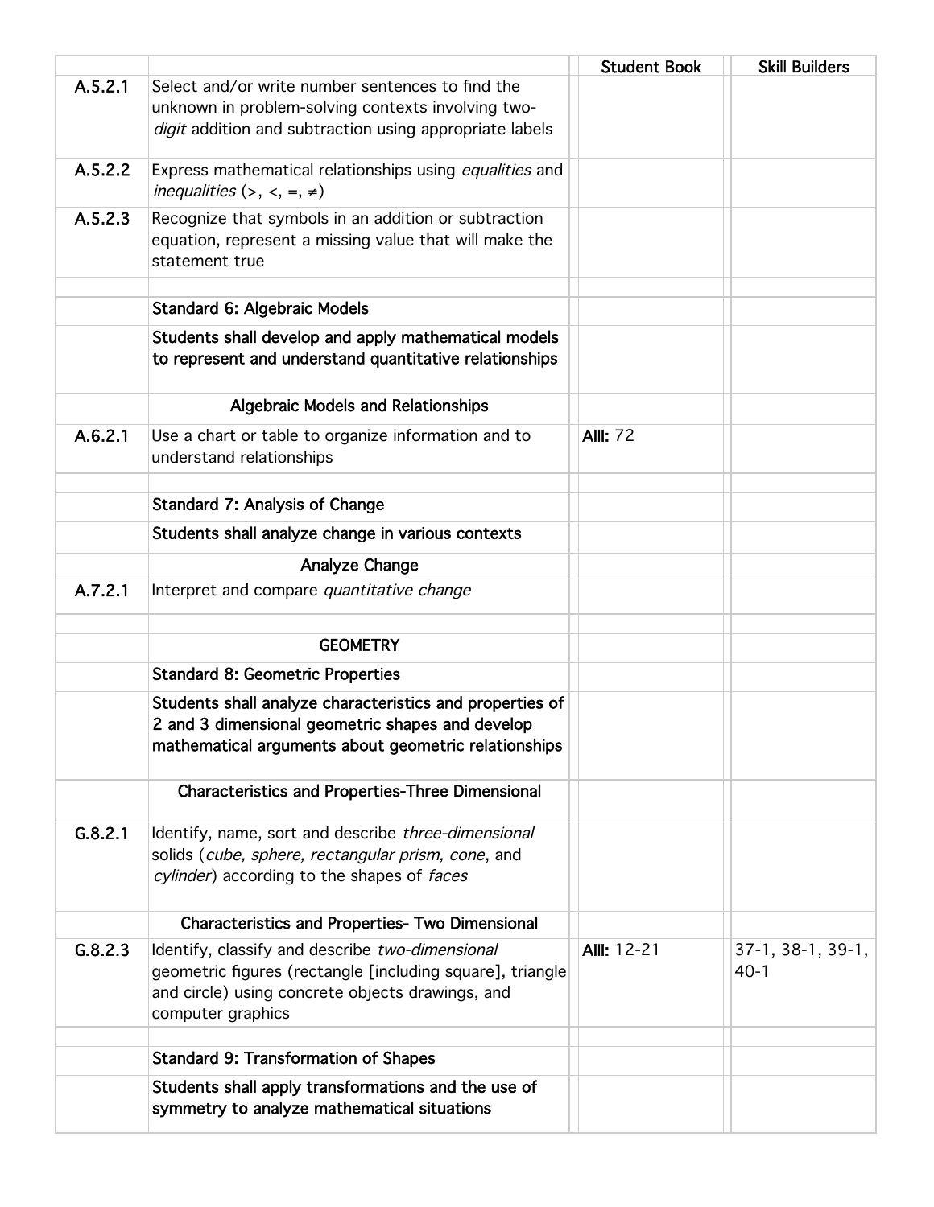| | | Student Book | Skill Builders |
|---|---|---|---|
| A.5.2.1 | Select and/or write number sentences to find the unknown in problem-solving contexts involving two-*digit* addition and subtraction using appropriate labels | | |
| A.5.2.2 | Express mathematical relationships using *equalities* and *inequalities* (>, <, =, ≠) | | |
| A.5.2.3 | Recognize that symbols in an addition or subtraction equation, represent a missing value that will make the statement true | | |
| | | | |
| | **Standard 6: Algebraic Models** | | |
| | **Students shall develop and apply mathematical models to represent and understand quantitative relationships** | | |
| | **Algebraic Models and Relationships** | | |
| A.6.2.1 | Use a chart or table to organize information and to understand relationships | **AIII:** 72 | |
| | | | |
| | **Standard 7: Analysis of Change** | | |
| | **Students shall analyze change in various contexts** | | |
| | **Analyze Change** | | |
| A.7.2.1 | Interpret and compare *quantitative change* | | |
| | | | |
| | **GEOMETRY** | | |
| | **Standard 8: Geometric Properties** | | |
| | **Students shall analyze characteristics and properties of 2 and 3 dimensional geometric shapes and develop mathematical arguments about geometric relationships** | | |
| | **Characteristics and Properties-Three Dimensional** | | |
| G.8.2.1 | Identify, name, sort and describe *three-dimensional* solids (*cube, sphere, rectangular prism, cone*, and *cylinder*) according to the shapes of *faces* | | |
| | **Characteristics and Properties- Two Dimensional** | | |
| G.8.2.3 | Identify, classify and describe *two-dimensional* geometric figures (rectangle [including square], triangle and circle) using concrete objects drawings, and computer graphics | **AIII:** 12-21 | 37-1, 38-1, 39-1, 40-1 |
| | | | |
| | **Standard 9: Transformation of Shapes** | | |
| | **Students shall apply transformations and the use of symmetry to analyze mathematical situations** | | |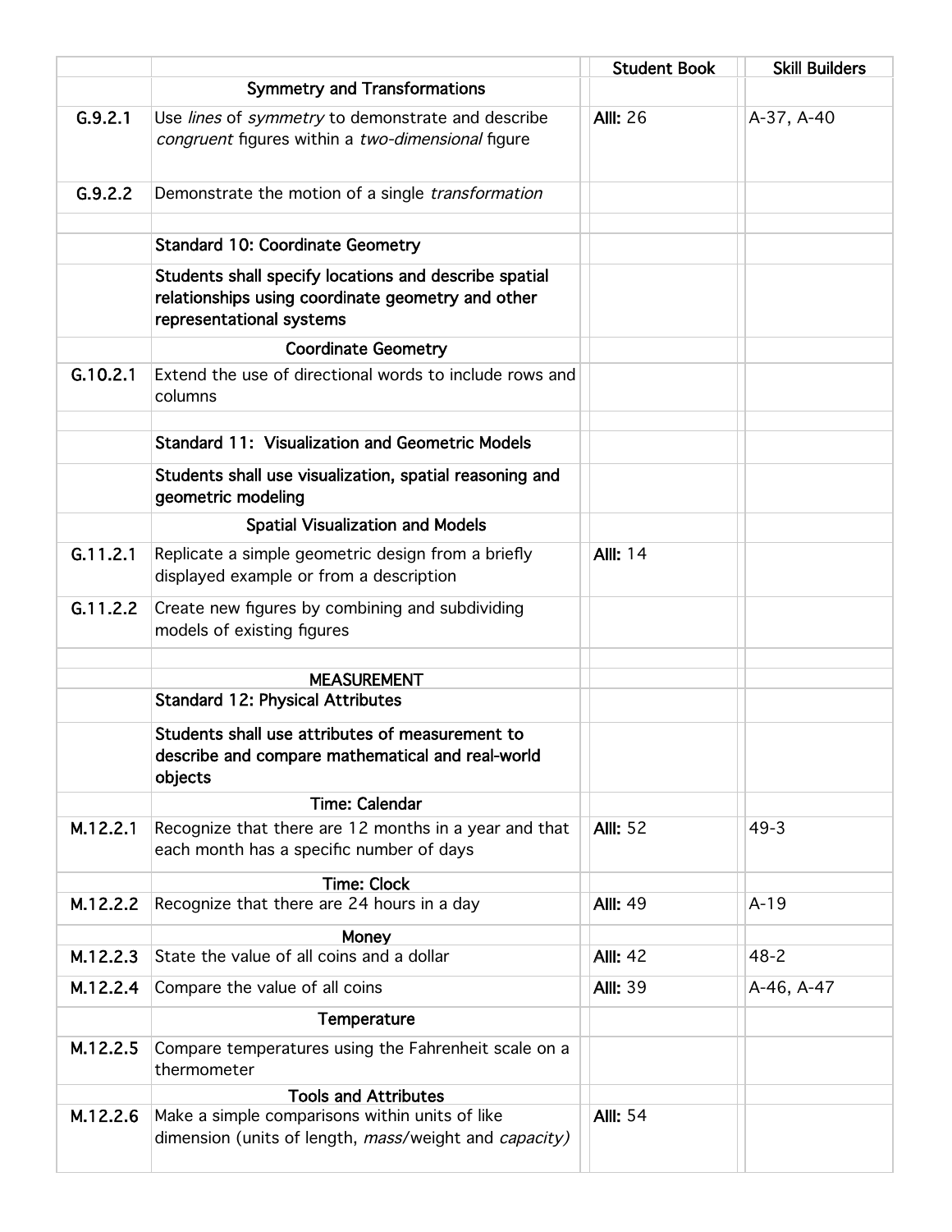| | | Student Book | Skill Builders |
|---|---|---|---|
| | Symmetry and Transformations | | |
| G.9.2.1 | Use *lines* of *symmetry* to demonstrate and describe *congruent* figures within a *two-dimensional* figure | **AIII:** 26 | A-37, A-40 |
| G.9.2.2 | Demonstrate the motion of a single *transformation* | | |
| | | | |
| | **Standard 10: Coordinate Geometry** | | |
| | **Students shall specify locations and describe spatial relationships using coordinate geometry and other representational systems** | | |
| | Coordinate Geometry | | |
| G.10.2.1 | Extend the use of directional words to include rows and columns | | |
| | | | |
| | **Standard 11: Visualization and Geometric Models** | | |
| | **Students shall use visualization, spatial reasoning and geometric modeling** | | |
| | Spatial Visualization and Models | | |
| G.11.2.1 | Replicate a simple geometric design from a briefly displayed example or from a description | **AIII:** 14 | |
| G.11.2.2 | Create new figures by combining and subdividing models of existing figures | | |
| | | | |
| | MEASUREMENT | | |
| | **Standard 12: Physical Attributes** | | |
| | **Students shall use attributes of measurement to describe and compare mathematical and real-world objects** | | |
| | Time: Calendar | | |
| M.12.2.1 | Recognize that there are 12 months in a year and that each month has a specific number of days | **AIII:** 52 | 49-3 |
| | Time: Clock | | |
| M.12.2.2 | Recognize that there are 24 hours in a day | **AIII:** 49 | A-19 |
| | Money | | |
| M.12.2.3 | State the value of all coins and a dollar | **AIII:** 42 | 48-2 |
| M.12.2.4 | Compare the value of all coins | **AIII:** 39 | A-46, A-47 |
| | Temperature | | |
| M.12.2.5 | Compare temperatures using the Fahrenheit scale on a thermometer | | |
| | Tools and Attributes | | |
| M.12.2.6 | Make a simple comparisons within units of like dimension (units of length, *mass*/weight and *capacity)* | **AIII:** 54 | |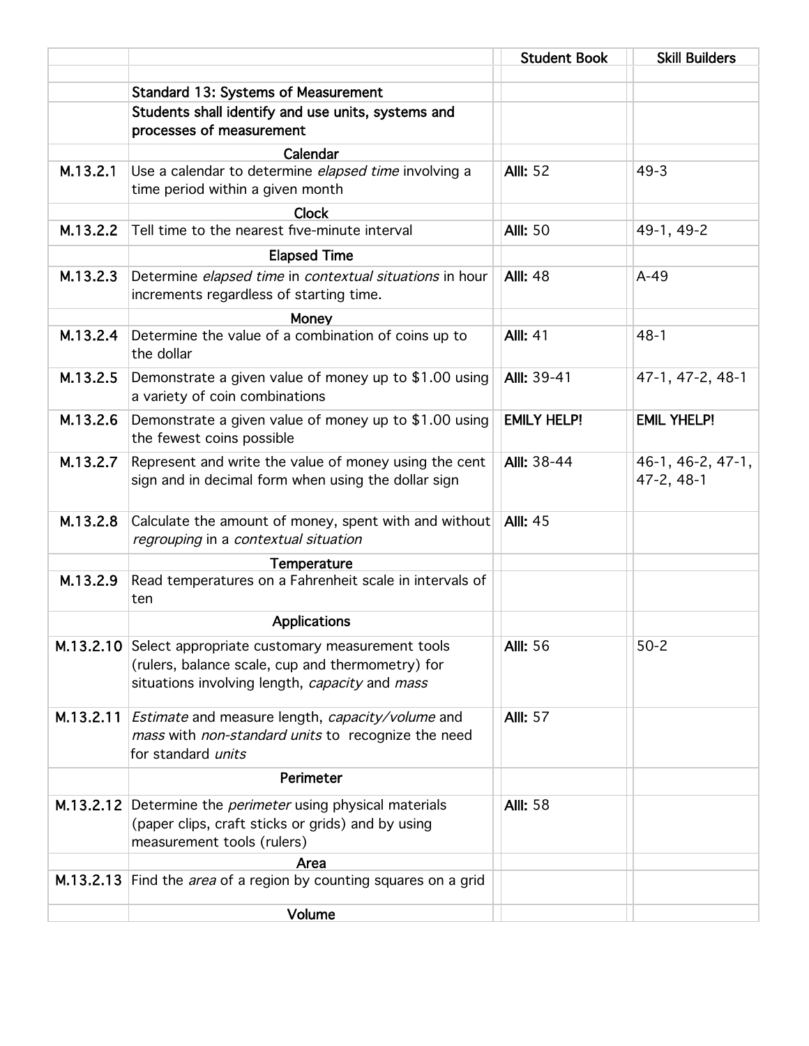| | | Student Book | Skill Builders |
|---|---|---|---|
| | | | |
| | Standard 13: Systems of Measurement | | |
| | Students shall identify and use units, systems and processes of measurement | | |
| | Calendar | | |
| M.13.2.1 | Use a calendar to determine *elapsed time* involving a time period within a given month | **AIII:** 52 | 49-3 |
| | Clock | | |
| M.13.2.2 | Tell time to the nearest five-minute interval | **AIII:** 50 | 49-1, 49-2 |
| | Elapsed Time | | |
| M.13.2.3 | Determine *elapsed time* in *contextual situations* in hour increments regardless of starting time. | **AIII:** 48 | A-49 |
| | Money | | |
| M.13.2.4 | Determine the value of a combination of coins up to the dollar | **AIII:** 41 | 48-1 |
| M.13.2.5 | Demonstrate a given value of money up to $1.00 using a variety of coin combinations | **AIII:** 39-41 | 47-1, 47-2, 48-1 |
| M.13.2.6 | Demonstrate a given value of money up to $1.00 using the fewest coins possible | **EMILY HELP!** | **EMIL YHELP!** |
| M.13.2.7 | Represent and write the value of money using the cent sign and in decimal form when using the dollar sign | **AIII:** 38-44 | 46-1, 46-2, 47-1, 47-2, 48-1 |
| M.13.2.8 | Calculate the amount of money, spent with and without *regrouping* in a *contextual situation* | **AIII:** 45 | |
| | Temperature | | |
| M.13.2.9 | Read temperatures on a Fahrenheit scale in intervals of ten | | |
| | Applications | | |
| M.13.2.10 | Select appropriate customary measurement tools (rulers, balance scale, cup and thermometry) for situations involving length, *capacity* and *mass* | **AIII:** 56 | 50-2 |
| M.13.2.11 | *Estimate* and measure length, *capacity/volume* and *mass* with *non-standard units* to recognize the need for standard *units* | **AIII:** 57 | |
| | Perimeter | | |
| M.13.2.12 | Determine the *perimeter* using physical materials (paper clips, craft sticks or grids) and by using measurement tools (rulers) | **AIII:** 58 | |
| | Area | | |
| M.13.2.13 | Find the *area* of a region by counting squares on a grid | | |
| | Volume | | |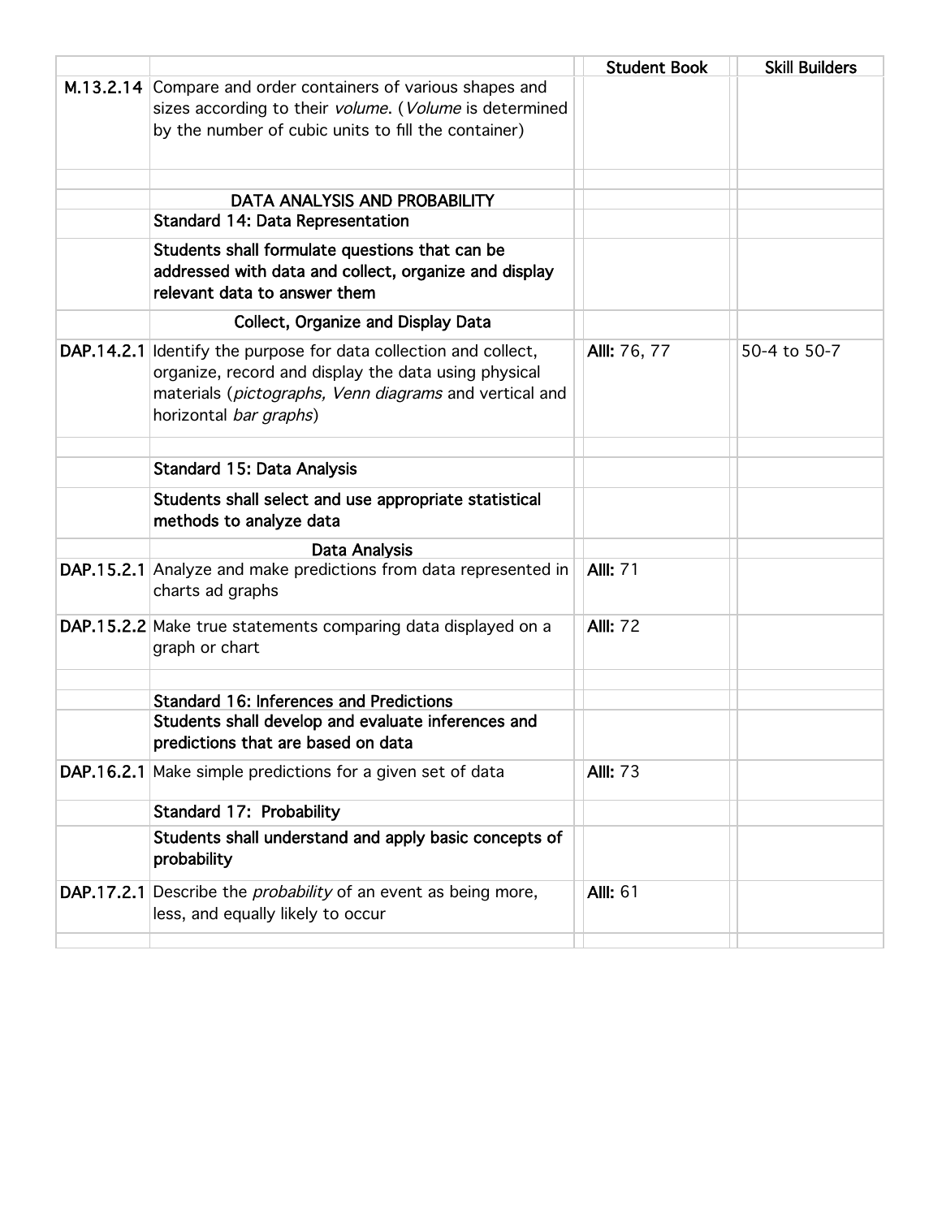| | | Student Book | Skill Builders |
|---|---|---|---|
| **M.13.2.14** | Compare and order containers of various shapes and sizes according to their *volume*. (*Volume* is determined by the number of cubic units to fill the container) | | |
| | | | |
| | **DATA ANALYSIS AND PROBABILITY** | | |
| | **Standard 14: Data Representation** | | |
| | **Students shall formulate questions that can be addressed with data and collect, organize and display relevant data to answer them** | | |
| | **Collect, Organize and Display Data** | | |
| **DAP.14.2.1** | Identify the purpose for data collection and collect, organize, record and display the data using physical materials (*pictographs, Venn diagrams* and vertical and horizontal *bar graphs*) | **AIII:** 76, 77 | 50-4 to 50-7 |
| | | | |
| | **Standard 15: Data Analysis** | | |
| | **Students shall select and use appropriate statistical methods to analyze data** | | |
| | **Data Analysis** | | |
| **DAP.15.2.1** | Analyze and make predictions from data represented in charts ad graphs | **AIII:** 71 | |
| **DAP.15.2.2** | Make true statements comparing data displayed on a graph or chart | **AIII:** 72 | |
| | | | |
| | **Standard 16: Inferences and Predictions** | | |
| | **Students shall develop and evaluate inferences and predictions that are based on data** | | |
| **DAP.16.2.1** | Make simple predictions for a given set of data | **AIII:** 73 | |
| | **Standard 17: Probability** | | |
| | **Students shall understand and apply basic concepts of probability** | | |
| **DAP.17.2.1** | Describe the *probability* of an event as being more, less, and equally likely to occur | **AIII:** 61 | |